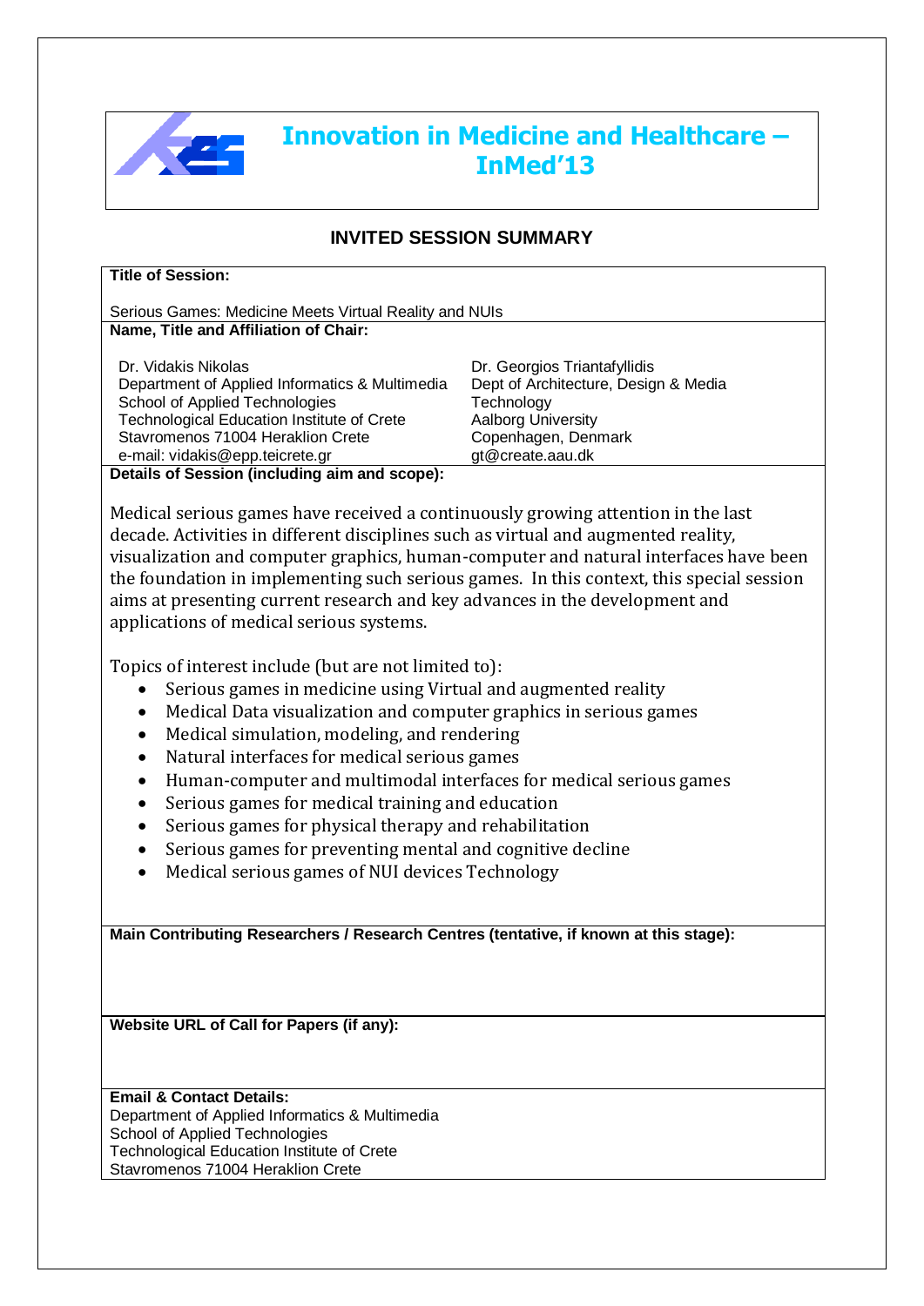# Innovation in Medicine and Healthcare – InMed'13

## INVITED SESSION SUMMARY

**Title of Session:**

Serious Games: Medicine Meets Virtual Reality and NUIs

**Name, Title and Affiliation of Chair:**

Dr. Vidakis Nikolas
Department of Applied Informatics & Multimedia
School of Applied Technologies
Technological Education Institute of Crete
Stavromenos 71004 Heraklion Crete
e-mail: vidakis@epp.teicrete.gr

Dr. Georgios Triantafyllidis
Dept of Architecture, Design & Media Technology
Aalborg University
Copenhagen, Denmark
gt@create.aau.dk

**Details of Session (including aim and scope):**

Medical serious games have received a continuously growing attention in the last decade. Activities in different disciplines such as virtual and augmented reality, visualization and computer graphics, human-computer and natural interfaces have been the foundation in implementing such serious games. In this context, this special session aims at presenting current research and key advances in the development and applications of medical serious systems.

Topics of interest include (but are not limited to):

- Serious games in medicine using Virtual and augmented reality
- Medical Data visualization and computer graphics in serious games
- Medical simulation, modeling, and rendering
- Natural interfaces for medical serious games
- Human-computer and multimodal interfaces for medical serious games
- Serious games for medical training and education
- Serious games for physical therapy and rehabilitation
- Serious games for preventing mental and cognitive decline
- Medical serious games of NUI devices Technology

**Main Contributing Researchers / Research Centres (tentative, if known at this stage):**

**Website URL of Call for Papers (if any):**

**Email & Contact Details:**

Department of Applied Informatics & Multimedia
School of Applied Technologies
Technological Education Institute of Crete
Stavromenos 71004 Heraklion Crete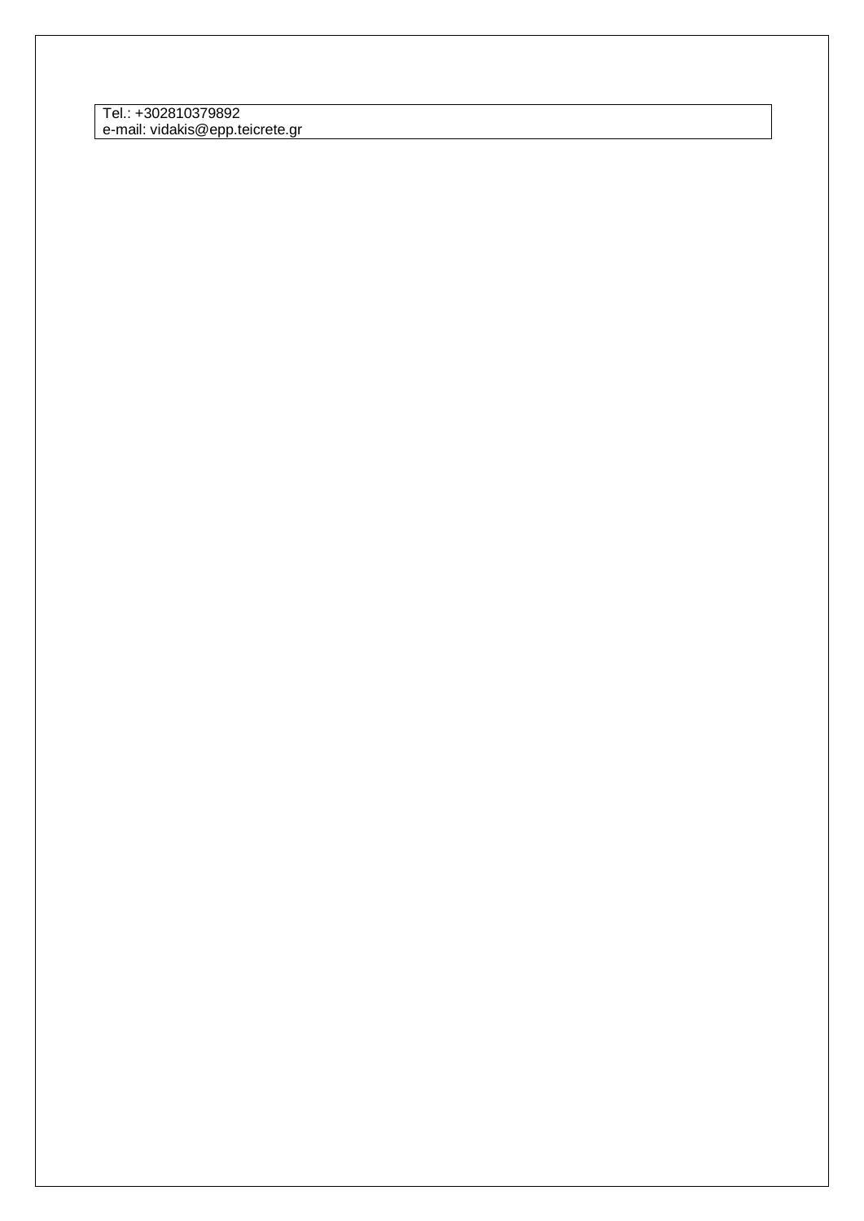Tel.: +302810379892
e-mail: vidakis@epp.teicrete.gr